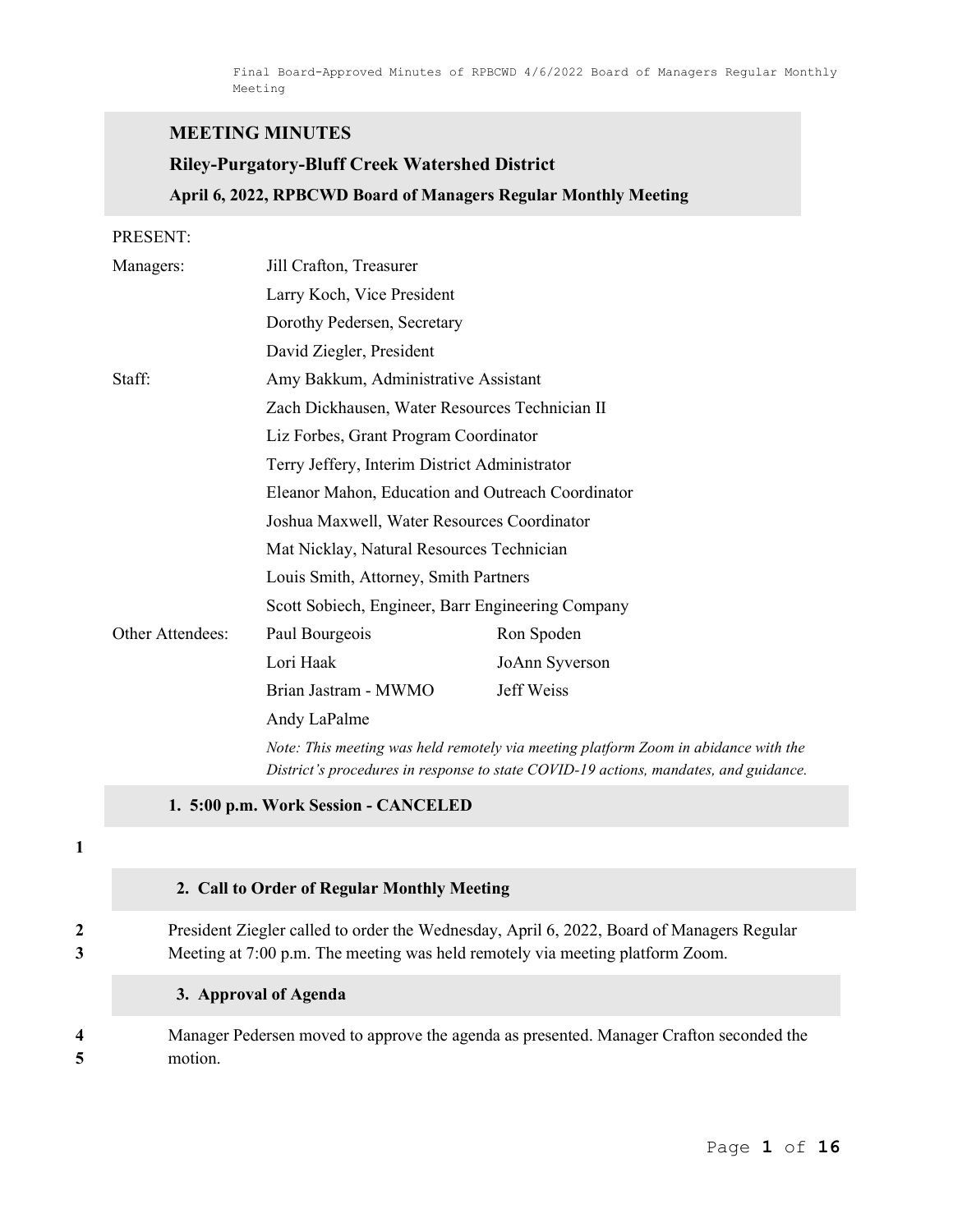## MEETING MINUTES

### Riley-Purgatory-Bluff Creek Watershed District

### April 6, 2022, RPBCWD Board of Managers Regular Monthly Meeting

PRESENT:

| | | |
|---|---|---|
| Managers: | Jill Crafton, Treasurer | |
| | Larry Koch, Vice President | |
| | Dorothy Pedersen, Secretary | |
| | David Ziegler, President | |
| Staff: | Amy Bakkum, Administrative Assistant | |
| | Zach Dickhausen, Water Resources Technician II | |
| | Liz Forbes, Grant Program Coordinator | |
| | Terry Jeffery, Interim District Administrator | |
| | Eleanor Mahon, Education and Outreach Coordinator | |
| | Joshua Maxwell, Water Resources Coordinator | |
| | Mat Nicklay, Natural Resources Technician | |
| | Louis Smith, Attorney, Smith Partners | |
| | Scott Sobiech, Engineer, Barr Engineering Company | |
| Other Attendees: | Paul Bourgeois | Ron Spoden |
| | Lori Haak | JoAnn Syverson |
| | Brian Jastram - MWMO | Jeff Weiss |
| | Andy LaPalme | |

*Note: This meeting was held remotely via meeting platform Zoom in abidance with the District's procedures in response to state COVID-19 actions, mandates, and guidance.*

#### 1. 5:00 p.m. Work Session - CANCELED

1

#### 2. Call to Order of Regular Monthly Meeting

2 President Ziegler called to order the Wednesday, April 6, 2022, Board of Managers Regular
3 Meeting at 7:00 p.m. The meeting was held remotely via meeting platform Zoom.

#### 3. Approval of Agenda

4 Manager Pedersen moved to approve the agenda as presented. Manager Crafton seconded the
5 motion.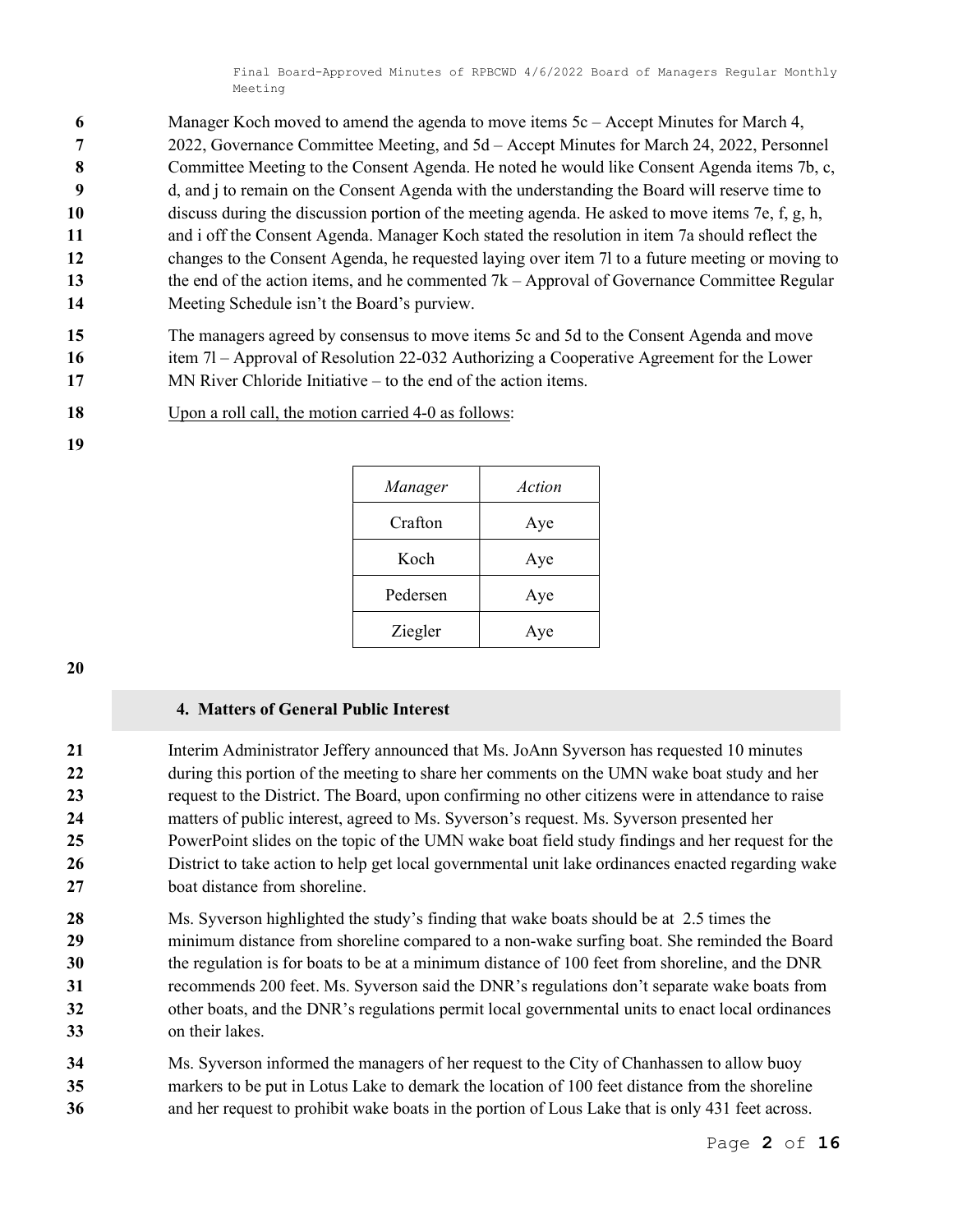Manager Koch moved to amend the agenda to move items 5c – Accept Minutes for March 4, 2022, Governance Committee Meeting, and 5d – Accept Minutes for March 24, 2022, Personnel Committee Meeting to the Consent Agenda. He noted he would like Consent Agenda items 7b, c, d, and j to remain on the Consent Agenda with the understanding the Board will reserve time to discuss during the discussion portion of the meeting agenda. He asked to move items 7e, f, g, h, and i off the Consent Agenda. Manager Koch stated the resolution in item 7a should reflect the changes to the Consent Agenda, he requested laying over item 7l to a future meeting or moving to the end of the action items, and he commented 7k – Approval of Governance Committee Regular Meeting Schedule isn't the Board's purview.

The managers agreed by consensus to move items 5c and 5d to the Consent Agenda and move item 7l – Approval of Resolution 22-032 Authorizing a Cooperative Agreement for the Lower MN River Chloride Initiative – to the end of the action items.

Upon a roll call, the motion carried 4-0 as follows:

| *Manager* | *Action* |
|---|---|
| Crafton | Aye |
| Koch | Aye |
| Pedersen | Aye |
| Ziegler | Aye |

## 4. Matters of General Public Interest

Interim Administrator Jeffery announced that Ms. JoAnn Syverson has requested 10 minutes during this portion of the meeting to share her comments on the UMN wake boat study and her request to the District. The Board, upon confirming no other citizens were in attendance to raise matters of public interest, agreed to Ms. Syverson's request. Ms. Syverson presented her PowerPoint slides on the topic of the UMN wake boat field study findings and her request for the District to take action to help get local governmental unit lake ordinances enacted regarding wake boat distance from shoreline.

Ms. Syverson highlighted the study's finding that wake boats should be at 2.5 times the minimum distance from shoreline compared to a non-wake surfing boat. She reminded the Board the regulation is for boats to be at a minimum distance of 100 feet from shoreline, and the DNR recommends 200 feet. Ms. Syverson said the DNR's regulations don't separate wake boats from other boats, and the DNR's regulations permit local governmental units to enact local ordinances on their lakes.

Ms. Syverson informed the managers of her request to the City of Chanhassen to allow buoy markers to be put in Lotus Lake to demark the location of 100 feet distance from the shoreline and her request to prohibit wake boats in the portion of Lous Lake that is only 431 feet across.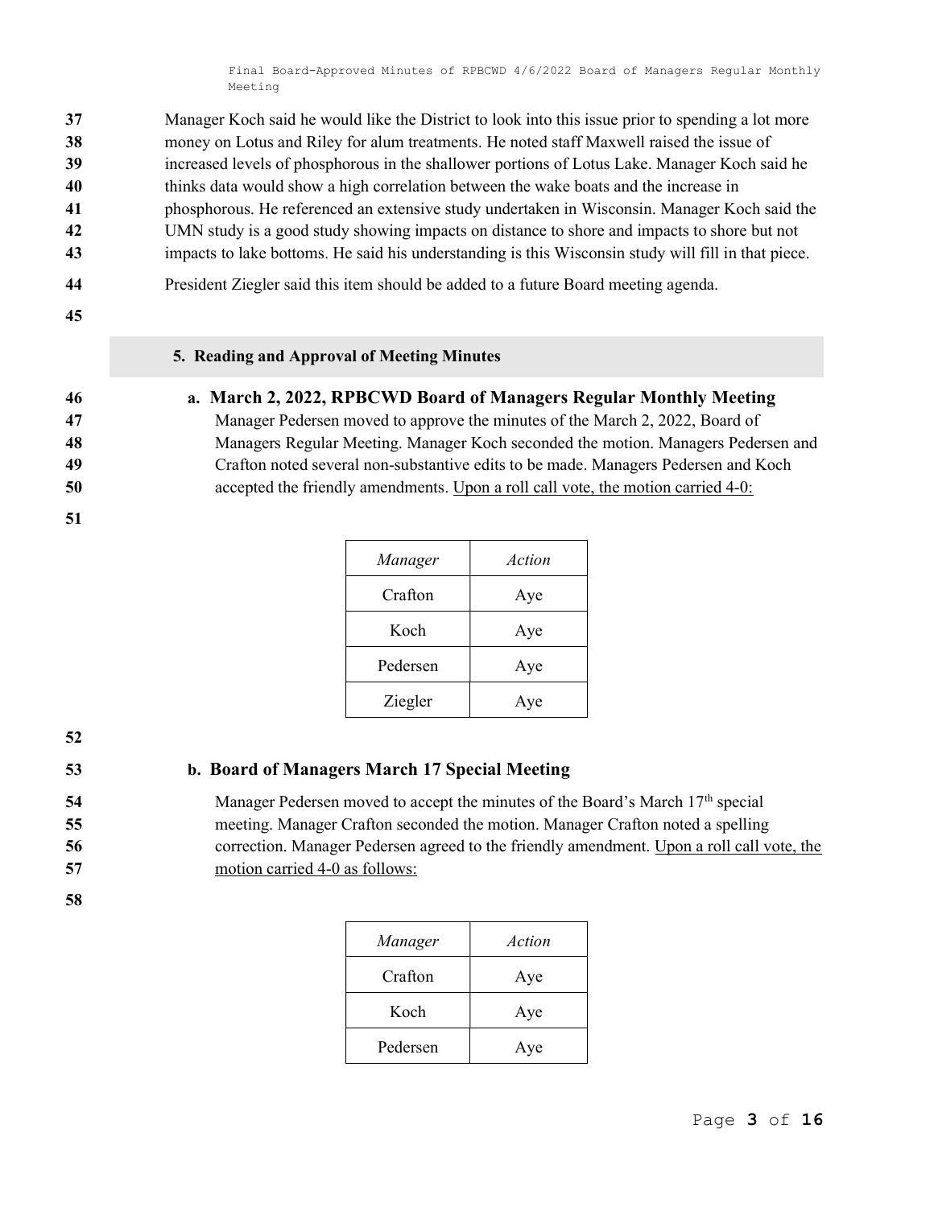Manager Koch said he would like the District to look into this issue prior to spending a lot more money on Lotus and Riley for alum treatments. He noted staff Maxwell raised the issue of increased levels of phosphorous in the shallower portions of Lotus Lake. Manager Koch said he thinks data would show a high correlation between the wake boats and the increase in phosphorous. He referenced an extensive study undertaken in Wisconsin. Manager Koch said the UMN study is a good study showing impacts on distance to shore and impacts to shore but not impacts to lake bottoms. He said his understanding is this Wisconsin study will fill in that piece.

President Ziegler said this item should be added to a future Board meeting agenda.

## 5. Reading and Approval of Meeting Minutes

### a. March 2, 2022, RPBCWD Board of Managers Regular Monthly Meeting

Manager Pedersen moved to approve the minutes of the March 2, 2022, Board of Managers Regular Meeting. Manager Koch seconded the motion. Managers Pedersen and Crafton noted several non-substantive edits to be made. Managers Pedersen and Koch accepted the friendly amendments. Upon a roll call vote, the motion carried 4-0:

| *Manager* | *Action* |
|---|---|
| Crafton | Aye |
| Koch | Aye |
| Pedersen | Aye |
| Ziegler | Aye |

### b. Board of Managers March 17 Special Meeting

Manager Pedersen moved to accept the minutes of the Board's March 17th special meeting. Manager Crafton seconded the motion. Manager Crafton noted a spelling correction. Manager Pedersen agreed to the friendly amendment. Upon a roll call vote, the motion carried 4-0 as follows:

| *Manager* | *Action* |
|---|---|
| Crafton | Aye |
| Koch | Aye |
| Pedersen | Aye |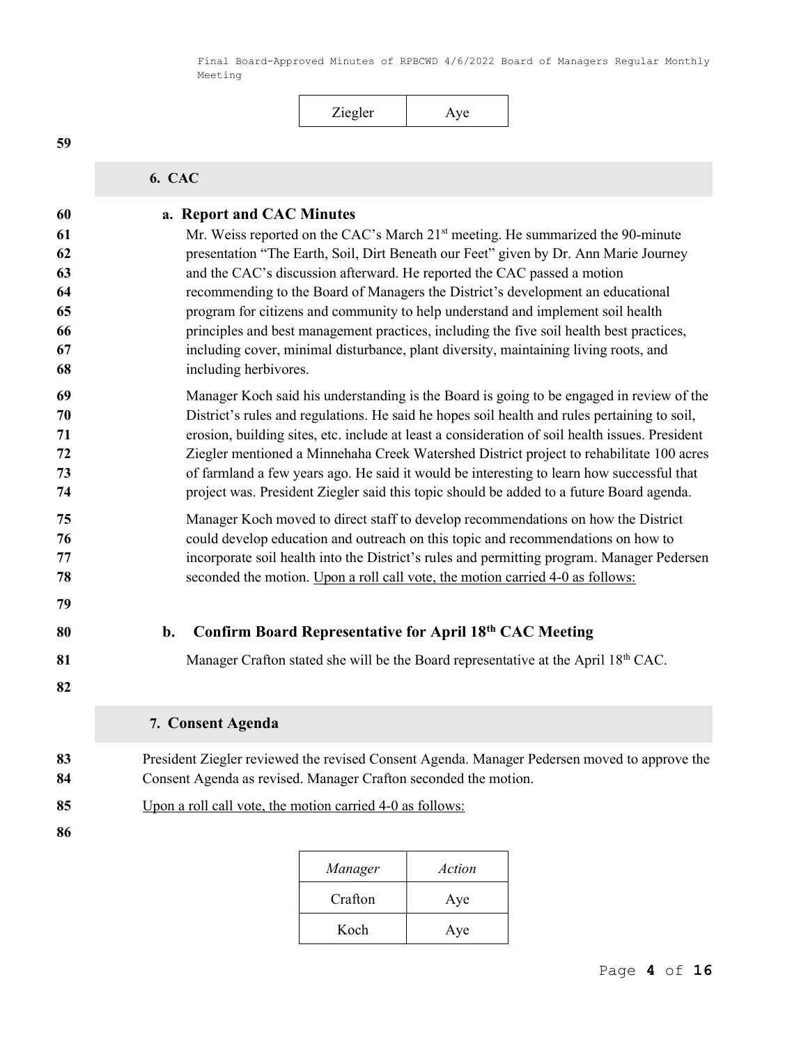| Ziegler | Aye |
|---|---|

## 6. CAC

### a. Report and CAC Minutes

Mr. Weiss reported on the CAC's March 21st meeting. He summarized the 90-minute presentation "The Earth, Soil, Dirt Beneath our Feet" given by Dr. Ann Marie Journey and the CAC's discussion afterward. He reported the CAC passed a motion recommending to the Board of Managers the District's development an educational program for citizens and community to help understand and implement soil health principles and best management practices, including the five soil health best practices, including cover, minimal disturbance, plant diversity, maintaining living roots, and including herbivores.

Manager Koch said his understanding is the Board is going to be engaged in review of the District's rules and regulations. He said he hopes soil health and rules pertaining to soil, erosion, building sites, etc. include at least a consideration of soil health issues. President Ziegler mentioned a Minnehaha Creek Watershed District project to rehabilitate 100 acres of farmland a few years ago. He said it would be interesting to learn how successful that project was. President Ziegler said this topic should be added to a future Board agenda.

Manager Koch moved to direct staff to develop recommendations on how the District could develop education and outreach on this topic and recommendations on how to incorporate soil health into the District's rules and permitting program. Manager Pedersen seconded the motion. <u>Upon a roll call vote, the motion carried 4-0 as follows:</u>

### b. Confirm Board Representative for April 18th CAC Meeting

Manager Crafton stated she will be the Board representative at the April 18th CAC.

## 7. Consent Agenda

President Ziegler reviewed the revised Consent Agenda. Manager Pedersen moved to approve the Consent Agenda as revised. Manager Crafton seconded the motion.

<u>Upon a roll call vote, the motion carried 4-0 as follows:</u>

| *Manager* | *Action* |
|---|---|
| Crafton | Aye |
| Koch | Aye |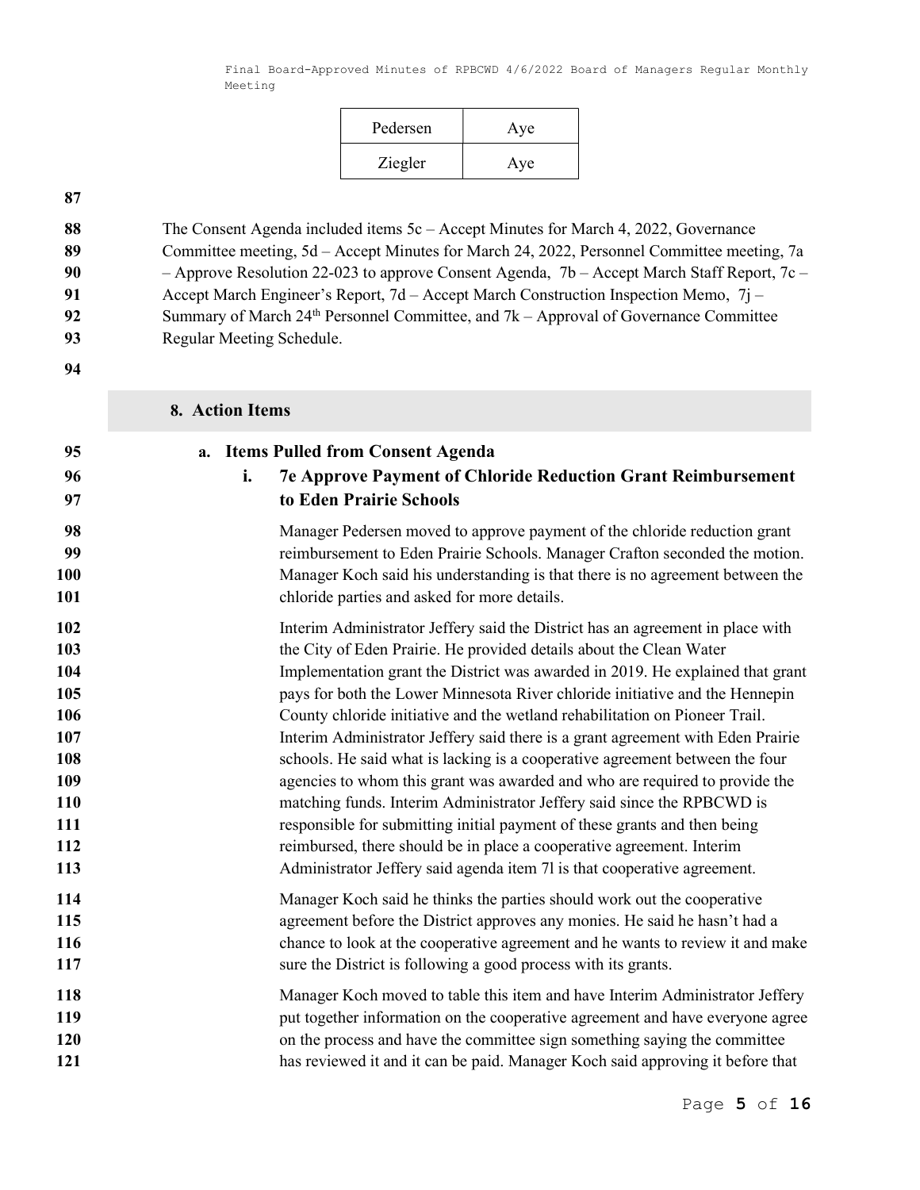| Pedersen | Aye |
| --- | --- |
| Ziegler | Aye |

The Consent Agenda included items 5c – Accept Minutes for March 4, 2022, Governance Committee meeting, 5d – Accept Minutes for March 24, 2022, Personnel Committee meeting, 7a – Approve Resolution 22-023 to approve Consent Agenda, 7b – Accept March Staff Report, 7c – Accept March Engineer's Report, 7d – Accept March Construction Inspection Memo, 7j – Summary of March 24th Personnel Committee, and 7k – Approval of Governance Committee Regular Meeting Schedule.

## 8. Action Items

### a. Items Pulled from Consent Agenda

#### i. 7e Approve Payment of Chloride Reduction Grant Reimbursement to Eden Prairie Schools

Manager Pedersen moved to approve payment of the chloride reduction grant reimbursement to Eden Prairie Schools. Manager Crafton seconded the motion. Manager Koch said his understanding is that there is no agreement between the chloride parties and asked for more details.

Interim Administrator Jeffery said the District has an agreement in place with the City of Eden Prairie. He provided details about the Clean Water Implementation grant the District was awarded in 2019. He explained that grant pays for both the Lower Minnesota River chloride initiative and the Hennepin County chloride initiative and the wetland rehabilitation on Pioneer Trail. Interim Administrator Jeffery said there is a grant agreement with Eden Prairie schools. He said what is lacking is a cooperative agreement between the four agencies to whom this grant was awarded and who are required to provide the matching funds. Interim Administrator Jeffery said since the RPBCWD is responsible for submitting initial payment of these grants and then being reimbursed, there should be in place a cooperative agreement. Interim Administrator Jeffery said agenda item 7l is that cooperative agreement.

Manager Koch said he thinks the parties should work out the cooperative agreement before the District approves any monies. He said he hasn't had a chance to look at the cooperative agreement and he wants to review it and make sure the District is following a good process with its grants.

Manager Koch moved to table this item and have Interim Administrator Jeffery put together information on the cooperative agreement and have everyone agree on the process and have the committee sign something saying the committee has reviewed it and it can be paid. Manager Koch said approving it before that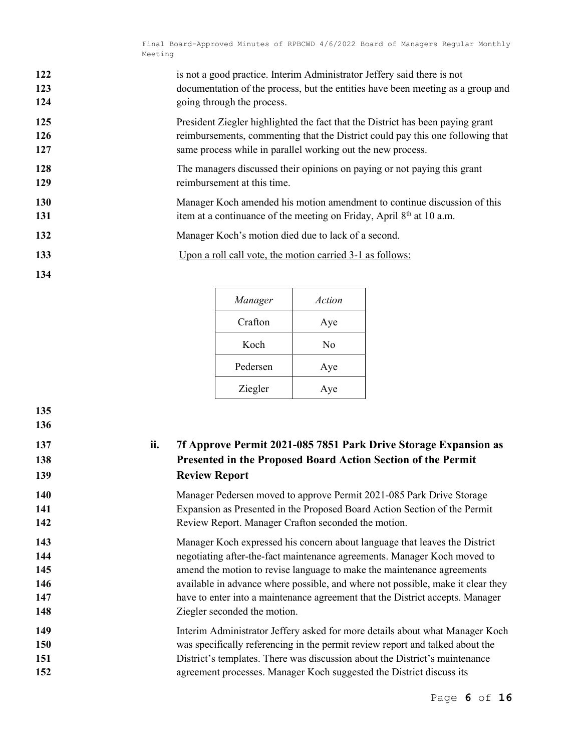is not a good practice. Interim Administrator Jeffery said there is not documentation of the process, but the entities have been meeting as a group and going through the process.

President Ziegler highlighted the fact that the District has been paying grant reimbursements, commenting that the District could pay this one following that same process while in parallel working out the new process.

The managers discussed their opinions on paying or not paying this grant reimbursement at this time.

Manager Koch amended his motion amendment to continue discussion of this item at a continuance of the meeting on Friday, April 8th at 10 a.m.

Manager Koch's motion died due to lack of a second.

Upon a roll call vote, the motion carried 3-1 as follows:

| *Manager* | *Action* |
|---|---|
| Crafton | Aye |
| Koch | No |
| Pedersen | Aye |
| Ziegler | Aye |

### ii. 7f Approve Permit 2021-085 7851 Park Drive Storage Expansion as Presented in the Proposed Board Action Section of the Permit Review Report

Manager Pedersen moved to approve Permit 2021-085 Park Drive Storage Expansion as Presented in the Proposed Board Action Section of the Permit Review Report. Manager Crafton seconded the motion.

Manager Koch expressed his concern about language that leaves the District negotiating after-the-fact maintenance agreements. Manager Koch moved to amend the motion to revise language to make the maintenance agreements available in advance where possible, and where not possible, make it clear they have to enter into a maintenance agreement that the District accepts. Manager Ziegler seconded the motion.

Interim Administrator Jeffery asked for more details about what Manager Koch was specifically referencing in the permit review report and talked about the District's templates. There was discussion about the District's maintenance agreement processes. Manager Koch suggested the District discuss its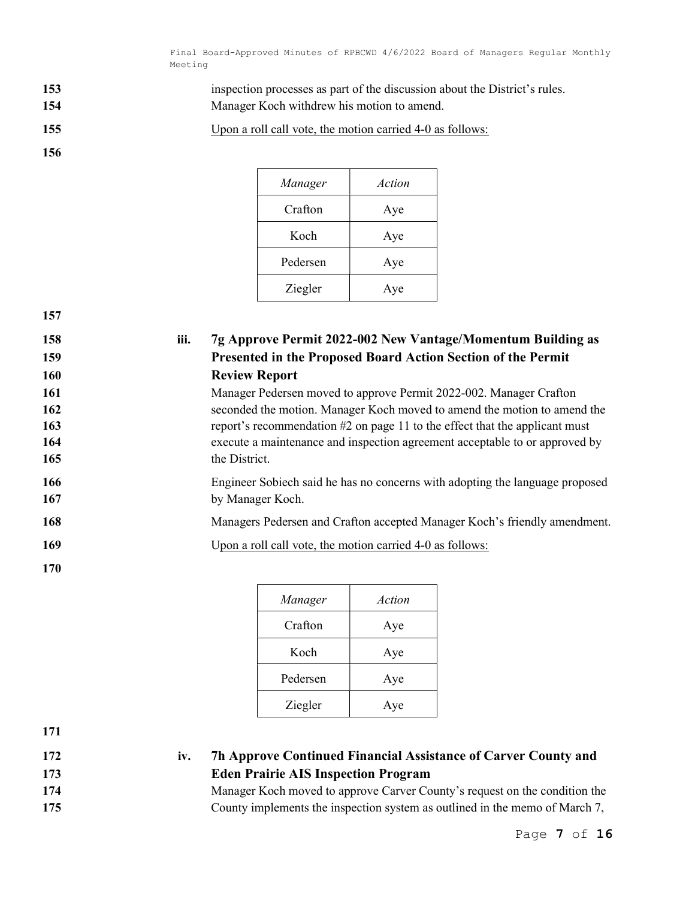inspection processes as part of the discussion about the District's rules. Manager Koch withdrew his motion to amend.

Upon a roll call vote, the motion carried 4-0 as follows:

| *Manager* | *Action* |
|---|---|
| Crafton | Aye |
| Koch | Aye |
| Pedersen | Aye |
| Ziegler | Aye |

### iii. 7g Approve Permit 2022-002 New Vantage/Momentum Building as Presented in the Proposed Board Action Section of the Permit Review Report

Manager Pedersen moved to approve Permit 2022-002. Manager Crafton seconded the motion. Manager Koch moved to amend the motion to amend the report's recommendation #2 on page 11 to the effect that the applicant must execute a maintenance and inspection agreement acceptable to or approved by the District.

Engineer Sobiech said he has no concerns with adopting the language proposed by Manager Koch.

Managers Pedersen and Crafton accepted Manager Koch's friendly amendment.

Upon a roll call vote, the motion carried 4-0 as follows:

| *Manager* | *Action* |
|---|---|
| Crafton | Aye |
| Koch | Aye |
| Pedersen | Aye |
| Ziegler | Aye |

### iv. 7h Approve Continued Financial Assistance of Carver County and Eden Prairie AIS Inspection Program

Manager Koch moved to approve Carver County's request on the condition the County implements the inspection system as outlined in the memo of March 7,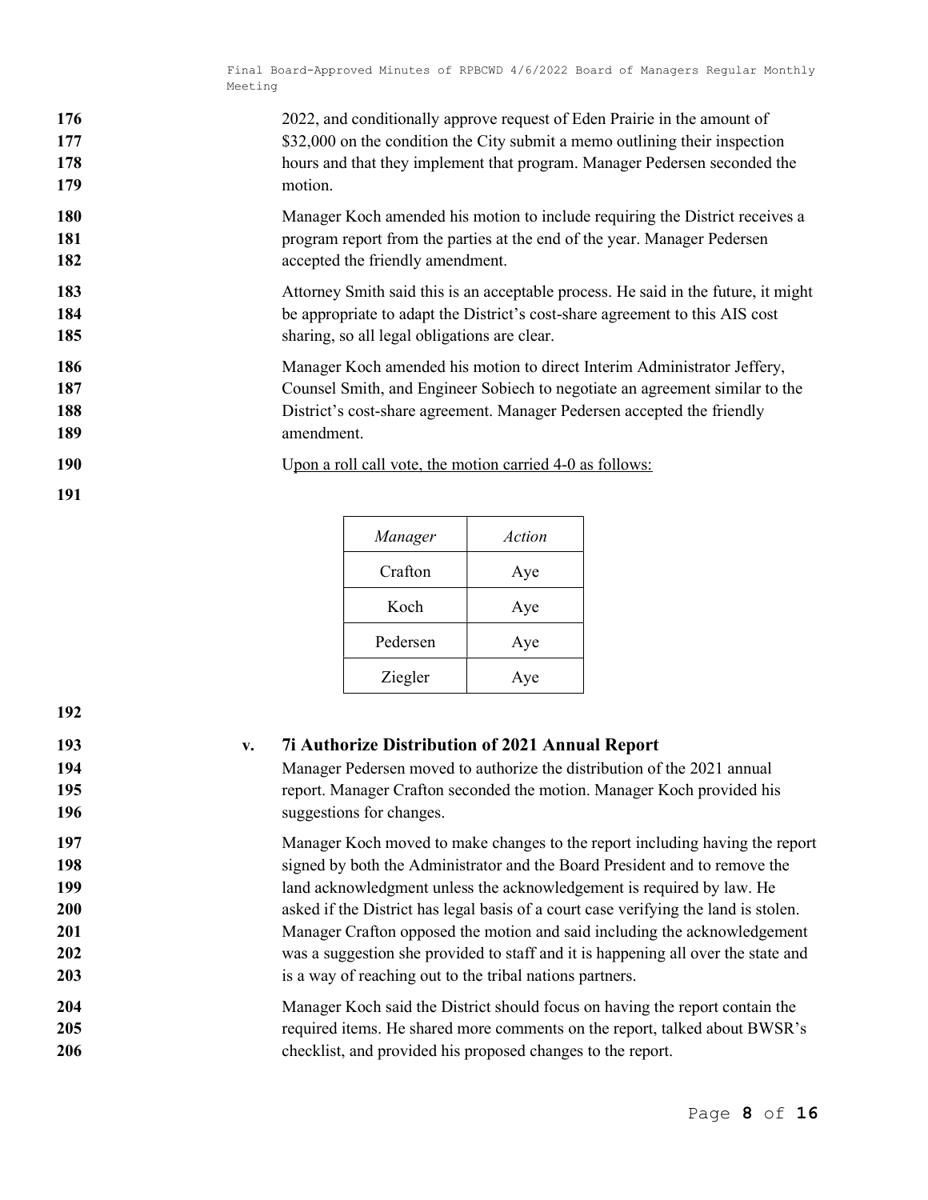2022, and conditionally approve request of Eden Prairie in the amount of $32,000 on the condition the City submit a memo outlining their inspection hours and that they implement that program. Manager Pedersen seconded the motion.

Manager Koch amended his motion to include requiring the District receives a program report from the parties at the end of the year. Manager Pedersen accepted the friendly amendment.

Attorney Smith said this is an acceptable process. He said in the future, it might be appropriate to adapt the District's cost-share agreement to this AIS cost sharing, so all legal obligations are clear.

Manager Koch amended his motion to direct Interim Administrator Jeffery, Counsel Smith, and Engineer Sobiech to negotiate an agreement similar to the District's cost-share agreement. Manager Pedersen accepted the friendly amendment.

Upon a roll call vote, the motion carried 4-0 as follows:

| *Manager* | *Action* |
|---|---|
| Crafton | Aye |
| Koch | Aye |
| Pedersen | Aye |
| Ziegler | Aye |

### v. 7i Authorize Distribution of 2021 Annual Report

Manager Pedersen moved to authorize the distribution of the 2021 annual report. Manager Crafton seconded the motion. Manager Koch provided his suggestions for changes.

Manager Koch moved to make changes to the report including having the report signed by both the Administrator and the Board President and to remove the land acknowledgment unless the acknowledgement is required by law. He asked if the District has legal basis of a court case verifying the land is stolen. Manager Crafton opposed the motion and said including the acknowledgement was a suggestion she provided to staff and it is happening all over the state and is a way of reaching out to the tribal nations partners.

Manager Koch said the District should focus on having the report contain the required items. He shared more comments on the report, talked about BWSR's checklist, and provided his proposed changes to the report.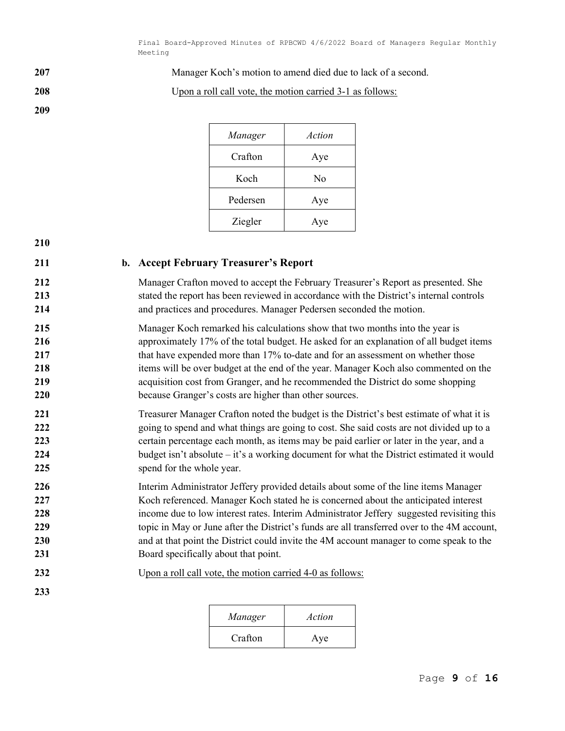Manager Koch's motion to amend died due to lack of a second.

Upon a roll call vote, the motion carried 3-1 as follows:

| *Manager* | *Action* |
|---|---|
| Crafton | Aye |
| Koch | No |
| Pedersen | Aye |
| Ziegler | Aye |

### b. Accept February Treasurer's Report

Manager Crafton moved to accept the February Treasurer's Report as presented. She stated the report has been reviewed in accordance with the District's internal controls and practices and procedures. Manager Pedersen seconded the motion.

Manager Koch remarked his calculations show that two months into the year is approximately 17% of the total budget. He asked for an explanation of all budget items that have expended more than 17% to-date and for an assessment on whether those items will be over budget at the end of the year. Manager Koch also commented on the acquisition cost from Granger, and he recommended the District do some shopping because Granger's costs are higher than other sources.

Treasurer Manager Crafton noted the budget is the District's best estimate of what it is going to spend and what things are going to cost. She said costs are not divided up to a certain percentage each month, as items may be paid earlier or later in the year, and a budget isn't absolute – it's a working document for what the District estimated it would spend for the whole year.

Interim Administrator Jeffery provided details about some of the line items Manager Koch referenced. Manager Koch stated he is concerned about the anticipated interest income due to low interest rates. Interim Administrator Jeffery suggested revisiting this topic in May or June after the District's funds are all transferred over to the 4M account, and at that point the District could invite the 4M account manager to come speak to the Board specifically about that point.

Upon a roll call vote, the motion carried 4-0 as follows:

| *Manager* | *Action* |
|---|---|
| Crafton | Aye |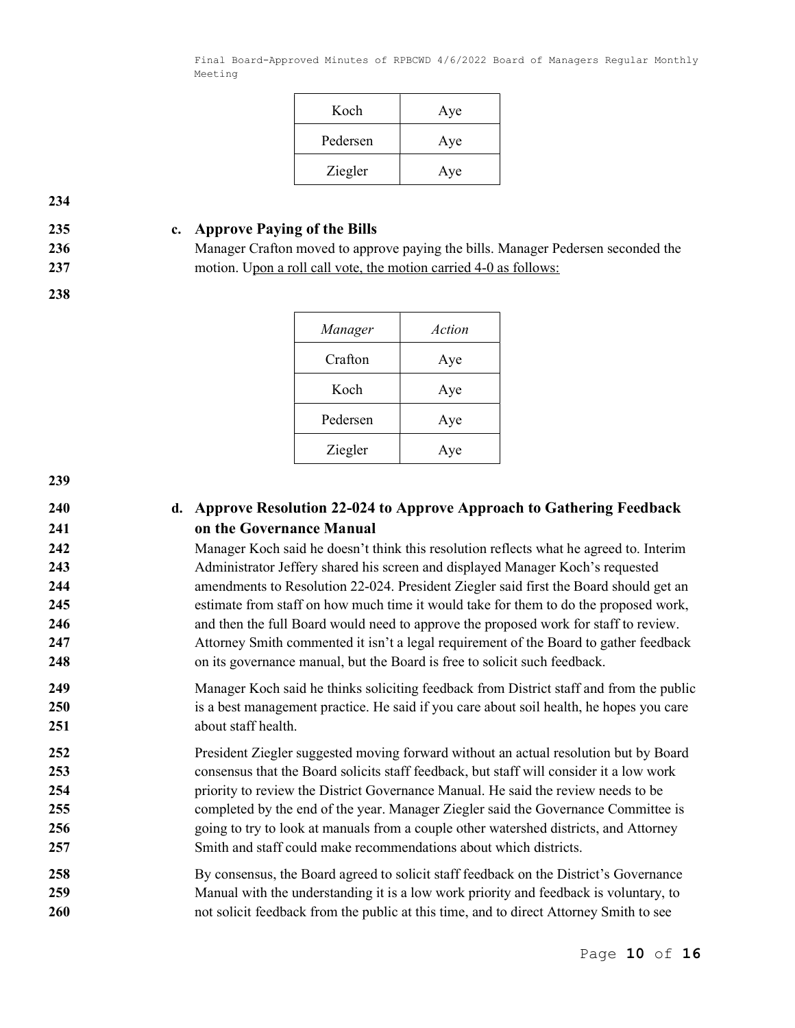| Koch | Aye |
|---|---|
| Pedersen | Aye |
| Ziegler | Aye |

**c. Approve Paying of the Bills**

Manager Crafton moved to approve paying the bills. Manager Pedersen seconded the motion. Upon a roll call vote, the motion carried 4-0 as follows:

| *Manager* | *Action* |
|---|---|
| Crafton | Aye |
| Koch | Aye |
| Pedersen | Aye |
| Ziegler | Aye |

**d. Approve Resolution 22-024 to Approve Approach to Gathering Feedback on the Governance Manual**

Manager Koch said he doesn't think this resolution reflects what he agreed to. Interim Administrator Jeffery shared his screen and displayed Manager Koch's requested amendments to Resolution 22-024. President Ziegler said first the Board should get an estimate from staff on how much time it would take for them to do the proposed work, and then the full Board would need to approve the proposed work for staff to review. Attorney Smith commented it isn't a legal requirement of the Board to gather feedback on its governance manual, but the Board is free to solicit such feedback.

Manager Koch said he thinks soliciting feedback from District staff and from the public is a best management practice. He said if you care about soil health, he hopes you care about staff health.

President Ziegler suggested moving forward without an actual resolution but by Board consensus that the Board solicits staff feedback, but staff will consider it a low work priority to review the District Governance Manual. He said the review needs to be completed by the end of the year. Manager Ziegler said the Governance Committee is going to try to look at manuals from a couple other watershed districts, and Attorney Smith and staff could make recommendations about which districts.

By consensus, the Board agreed to solicit staff feedback on the District's Governance Manual with the understanding it is a low work priority and feedback is voluntary, to not solicit feedback from the public at this time, and to direct Attorney Smith to see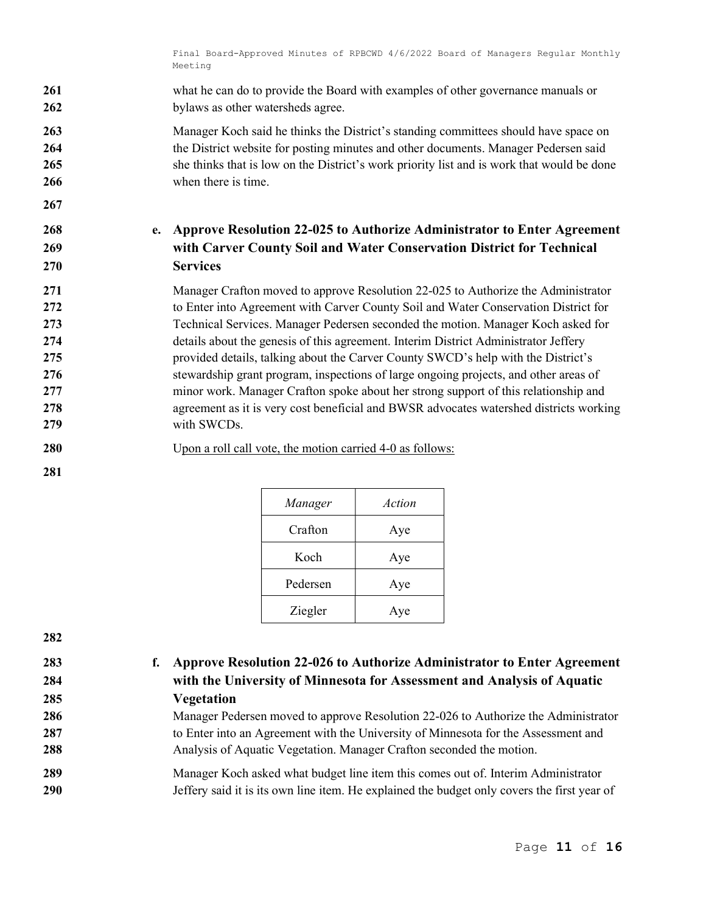what he can do to provide the Board with examples of other governance manuals or bylaws as other watersheds agree.

Manager Koch said he thinks the District's standing committees should have space on the District website for posting minutes and other documents. Manager Pedersen said she thinks that is low on the District's work priority list and is work that would be done when there is time.

**e. Approve Resolution 22-025 to Authorize Administrator to Enter Agreement with Carver County Soil and Water Conservation District for Technical Services**

Manager Crafton moved to approve Resolution 22-025 to Authorize the Administrator to Enter into Agreement with Carver County Soil and Water Conservation District for Technical Services. Manager Pedersen seconded the motion. Manager Koch asked for details about the genesis of this agreement. Interim District Administrator Jeffery provided details, talking about the Carver County SWCD's help with the District's stewardship grant program, inspections of large ongoing projects, and other areas of minor work. Manager Crafton spoke about her strong support of this relationship and agreement as it is very cost beneficial and BWSR advocates watershed districts working with SWCDs.

Upon a roll call vote, the motion carried 4-0 as follows:

| *Manager* | *Action* |
|---|---|
| Crafton | Aye |
| Koch | Aye |
| Pedersen | Aye |
| Ziegler | Aye |

**f. Approve Resolution 22-026 to Authorize Administrator to Enter Agreement with the University of Minnesota for Assessment and Analysis of Aquatic Vegetation**

Manager Pedersen moved to approve Resolution 22-026 to Authorize the Administrator to Enter into an Agreement with the University of Minnesota for the Assessment and Analysis of Aquatic Vegetation. Manager Crafton seconded the motion.

Manager Koch asked what budget line item this comes out of. Interim Administrator Jeffery said it is its own line item. He explained the budget only covers the first year of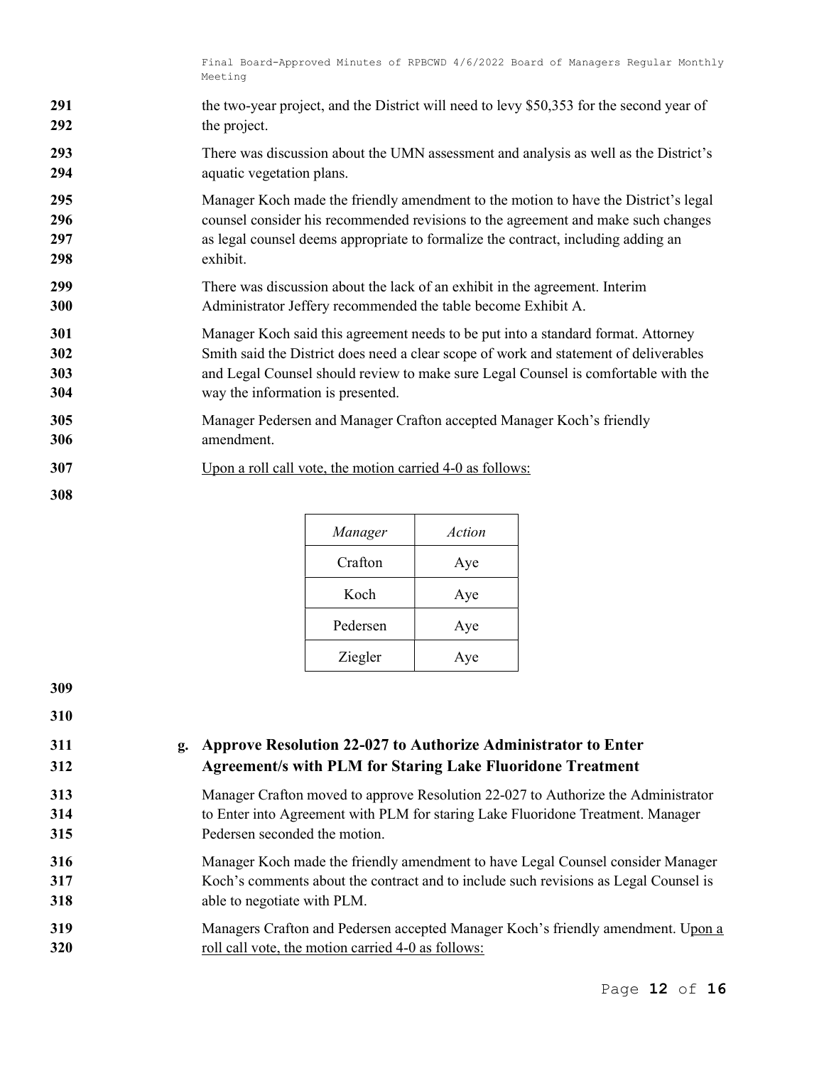the two-year project, and the District will need to levy $50,353 for the second year of the project.

There was discussion about the UMN assessment and analysis as well as the District's aquatic vegetation plans.

Manager Koch made the friendly amendment to the motion to have the District's legal counsel consider his recommended revisions to the agreement and make such changes as legal counsel deems appropriate to formalize the contract, including adding an exhibit.

There was discussion about the lack of an exhibit in the agreement. Interim Administrator Jeffery recommended the table become Exhibit A.

Manager Koch said this agreement needs to be put into a standard format. Attorney Smith said the District does need a clear scope of work and statement of deliverables and Legal Counsel should review to make sure Legal Counsel is comfortable with the way the information is presented.

Manager Pedersen and Manager Crafton accepted Manager Koch's friendly amendment.

Upon a roll call vote, the motion carried 4-0 as follows:

| *Manager* | *Action* |
|---|---|
| Crafton | Aye |
| Koch | Aye |
| Pedersen | Aye |
| Ziegler | Aye |

**g. Approve Resolution 22-027 to Authorize Administrator to Enter Agreement/s with PLM for Staring Lake Fluoridone Treatment**

Manager Crafton moved to approve Resolution 22-027 to Authorize the Administrator to Enter into Agreement with PLM for staring Lake Fluoridone Treatment. Manager Pedersen seconded the motion.

Manager Koch made the friendly amendment to have Legal Counsel consider Manager Koch's comments about the contract and to include such revisions as Legal Counsel is able to negotiate with PLM.

Managers Crafton and Pedersen accepted Manager Koch's friendly amendment. Upon a roll call vote, the motion carried 4-0 as follows: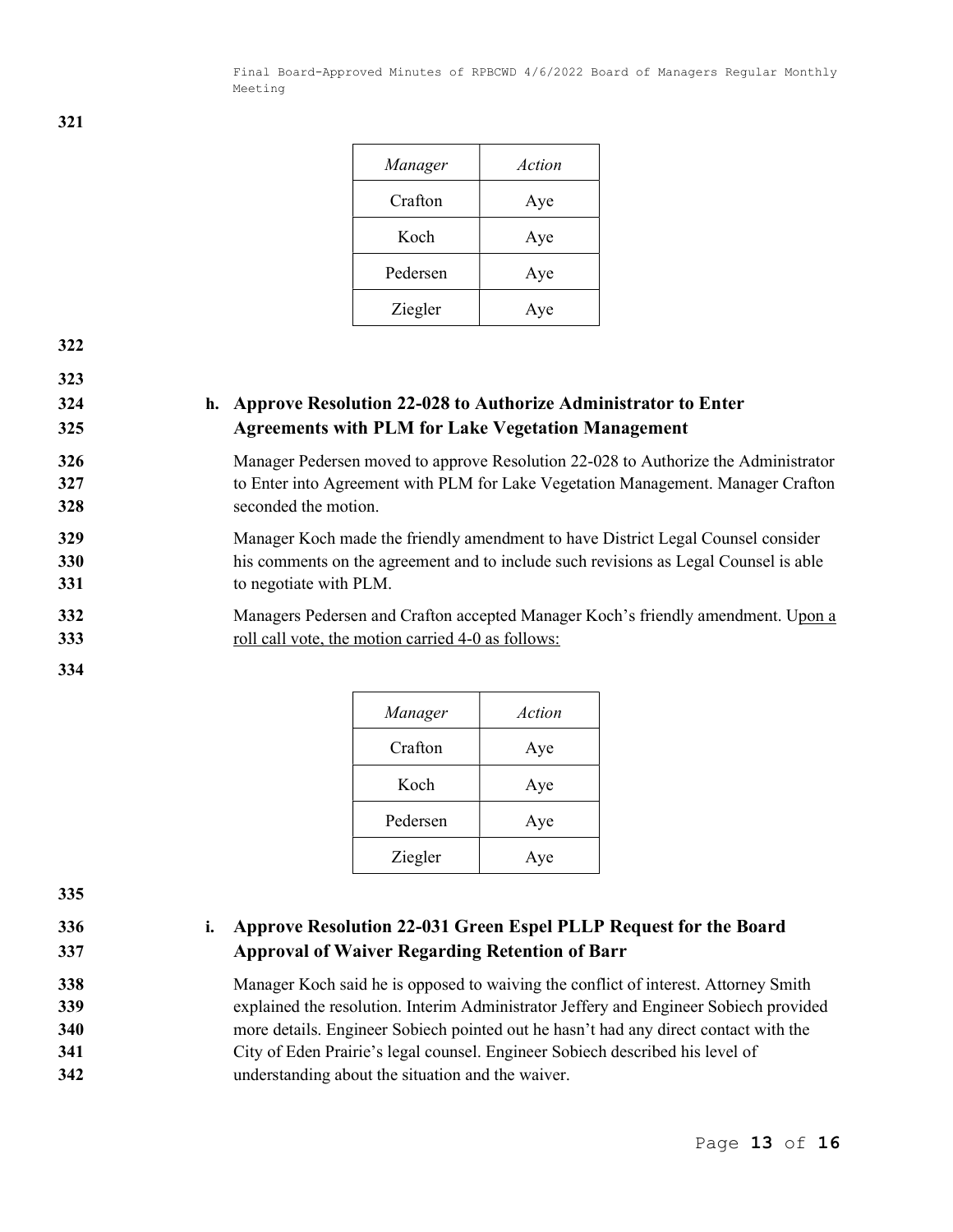| Manager | Action |
|---|---|
| Crafton | Aye |
| Koch | Aye |
| Pedersen | Aye |
| Ziegler | Aye |

**h. Approve Resolution 22-028 to Authorize Administrator to Enter Agreements with PLM for Lake Vegetation Management**

Manager Pedersen moved to approve Resolution 22-028 to Authorize the Administrator to Enter into Agreement with PLM for Lake Vegetation Management. Manager Crafton seconded the motion.

Manager Koch made the friendly amendment to have District Legal Counsel consider his comments on the agreement and to include such revisions as Legal Counsel is able to negotiate with PLM.

Managers Pedersen and Crafton accepted Manager Koch's friendly amendment. Upon a roll call vote, the motion carried 4-0 as follows:

| Manager | Action |
|---|---|
| Crafton | Aye |
| Koch | Aye |
| Pedersen | Aye |
| Ziegler | Aye |

**i. Approve Resolution 22-031 Green Espel PLLP Request for the Board Approval of Waiver Regarding Retention of Barr**

Manager Koch said he is opposed to waiving the conflict of interest. Attorney Smith explained the resolution. Interim Administrator Jeffery and Engineer Sobiech provided more details. Engineer Sobiech pointed out he hasn't had any direct contact with the City of Eden Prairie's legal counsel. Engineer Sobiech described his level of understanding about the situation and the waiver.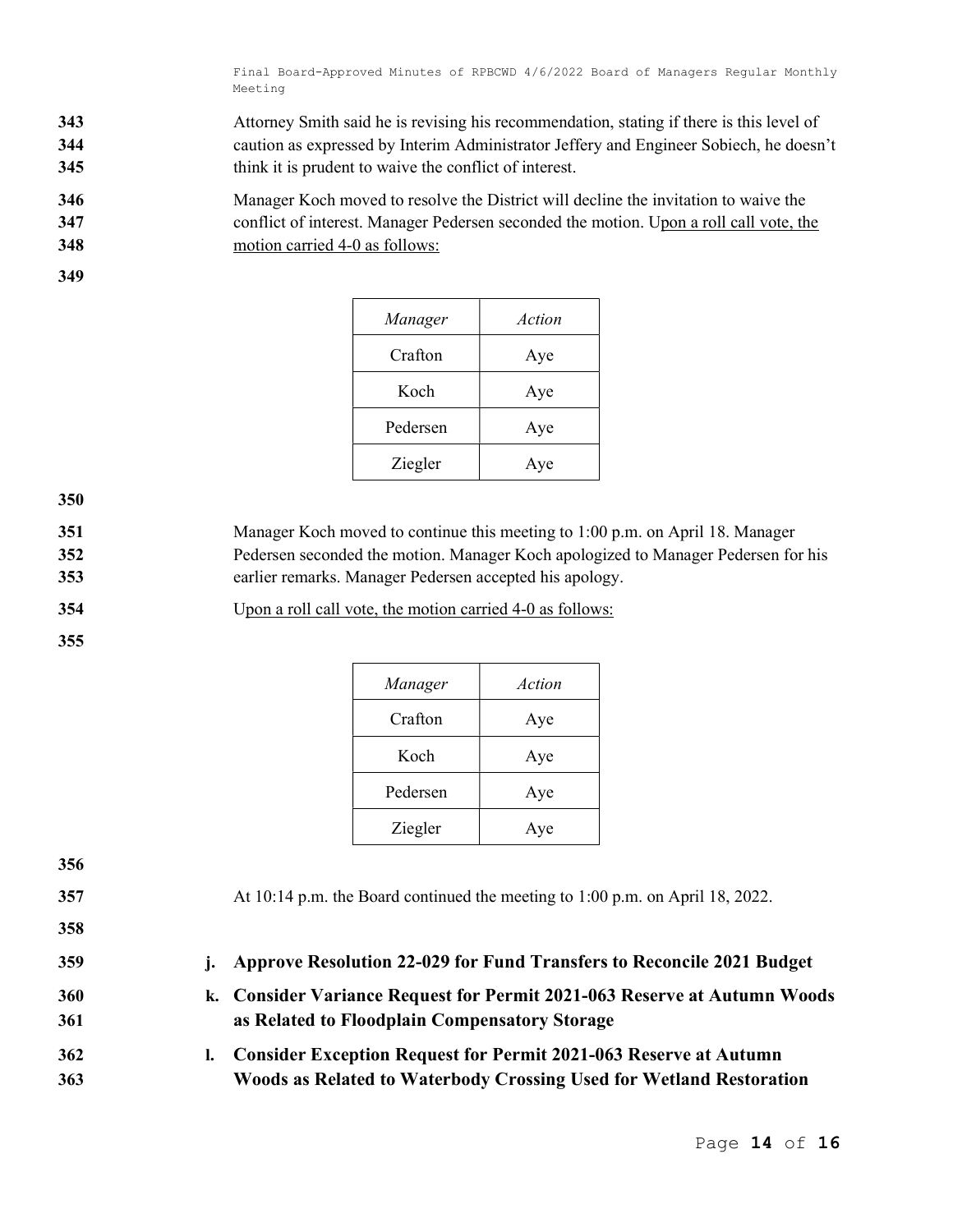Attorney Smith said he is revising his recommendation, stating if there is this level of caution as expressed by Interim Administrator Jeffery and Engineer Sobiech, he doesn't think it is prudent to waive the conflict of interest.

Manager Koch moved to resolve the District will decline the invitation to waive the conflict of interest. Manager Pedersen seconded the motion. Upon a roll call vote, the motion carried 4-0 as follows:

| *Manager* | *Action* |
|---|---|
| Crafton | Aye |
| Koch | Aye |
| Pedersen | Aye |
| Ziegler | Aye |

Manager Koch moved to continue this meeting to 1:00 p.m. on April 18. Manager Pedersen seconded the motion. Manager Koch apologized to Manager Pedersen for his earlier remarks. Manager Pedersen accepted his apology.

Upon a roll call vote, the motion carried 4-0 as follows:

| *Manager* | *Action* |
|---|---|
| Crafton | Aye |
| Koch | Aye |
| Pedersen | Aye |
| Ziegler | Aye |

At 10:14 p.m. the Board continued the meeting to 1:00 p.m. on April 18, 2022.

**j. Approve Resolution 22-029 for Fund Transfers to Reconcile 2021 Budget**

**k. Consider Variance Request for Permit 2021-063 Reserve at Autumn Woods as Related to Floodplain Compensatory Storage**

**l. Consider Exception Request for Permit 2021-063 Reserve at Autumn Woods as Related to Waterbody Crossing Used for Wetland Restoration**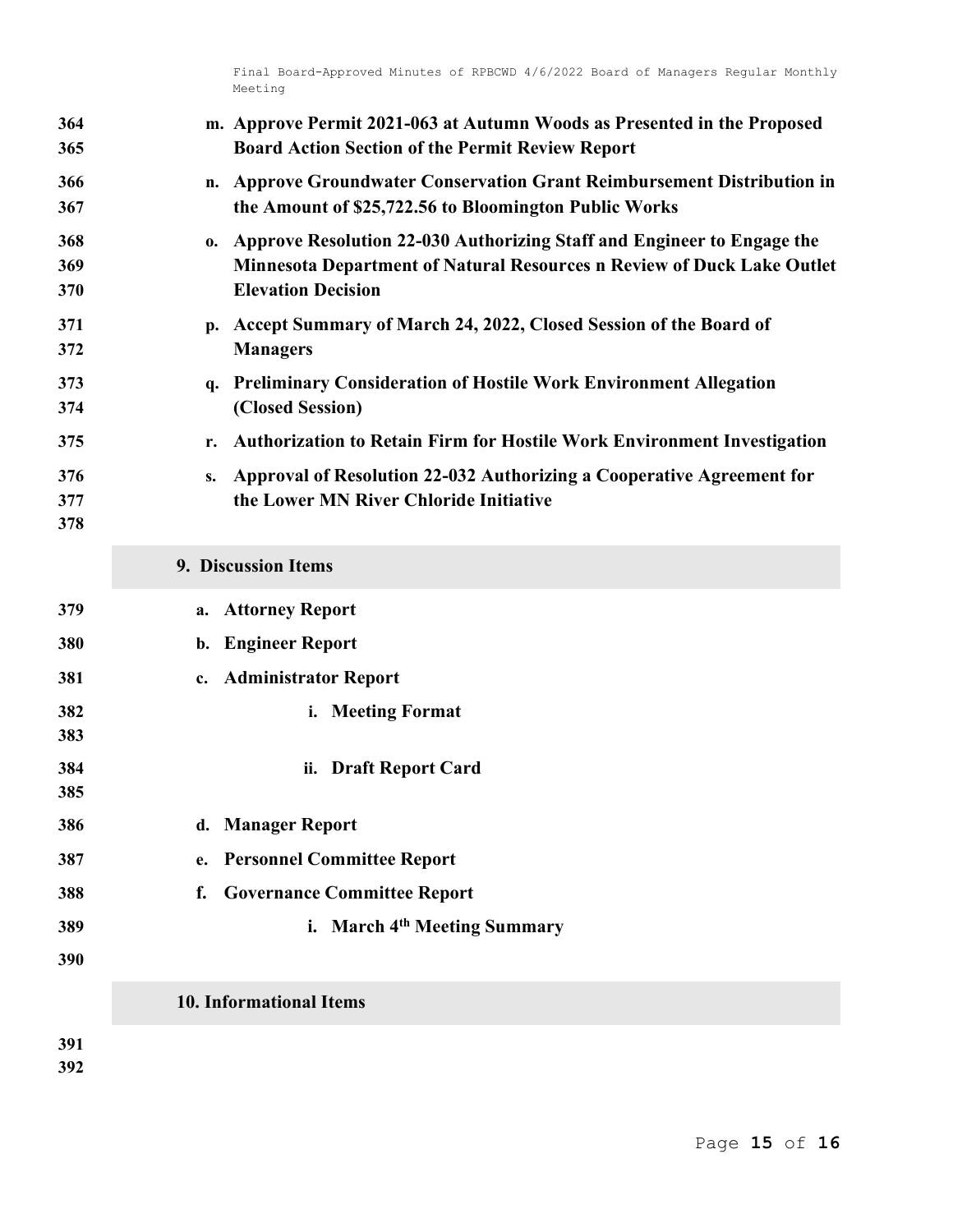**m. Approve Permit 2021-063 at Autumn Woods as Presented in the Proposed Board Action Section of the Permit Review Report**

**n. Approve Groundwater Conservation Grant Reimbursement Distribution in the Amount of $25,722.56 to Bloomington Public Works**

**o. Approve Resolution 22-030 Authorizing Staff and Engineer to Engage the Minnesota Department of Natural Resources n Review of Duck Lake Outlet Elevation Decision**

**p. Accept Summary of March 24, 2022, Closed Session of the Board of Managers**

**q. Preliminary Consideration of Hostile Work Environment Allegation (Closed Session)**

**r. Authorization to Retain Firm for Hostile Work Environment Investigation**

**s. Approval of Resolution 22-032 Authorizing a Cooperative Agreement for the Lower MN River Chloride Initiative**

## 9. Discussion Items

**a. Attorney Report**

**b. Engineer Report**

**c. Administrator Report**

**i. Meeting Format**

**ii. Draft Report Card**

**d. Manager Report**

**e. Personnel Committee Report**

**f. Governance Committee Report**

**i. March 4th Meeting Summary**

## 10. Informational Items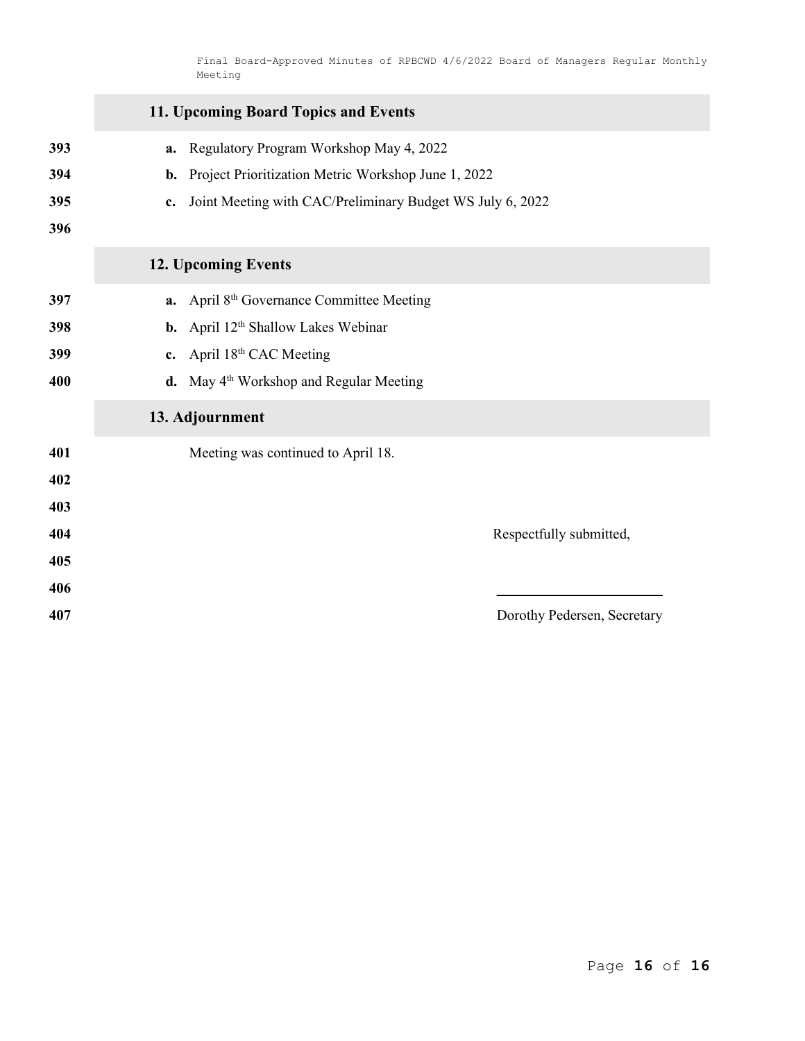## 11. Upcoming Board Topics and Events

- **a.** Regulatory Program Workshop May 4, 2022
- **b.** Project Prioritization Metric Workshop June 1, 2022
- **c.** Joint Meeting with CAC/Preliminary Budget WS July 6, 2022

## 12. Upcoming Events

- **a.** April 8th Governance Committee Meeting
- **b.** April 12th Shallow Lakes Webinar
- **c.** April 18th CAC Meeting
- **d.** May 4th Workshop and Regular Meeting

## 13. Adjournment

Meeting was continued to April 18.

Respectfully submitted,

_______________________

Dorothy Pedersen, Secretary